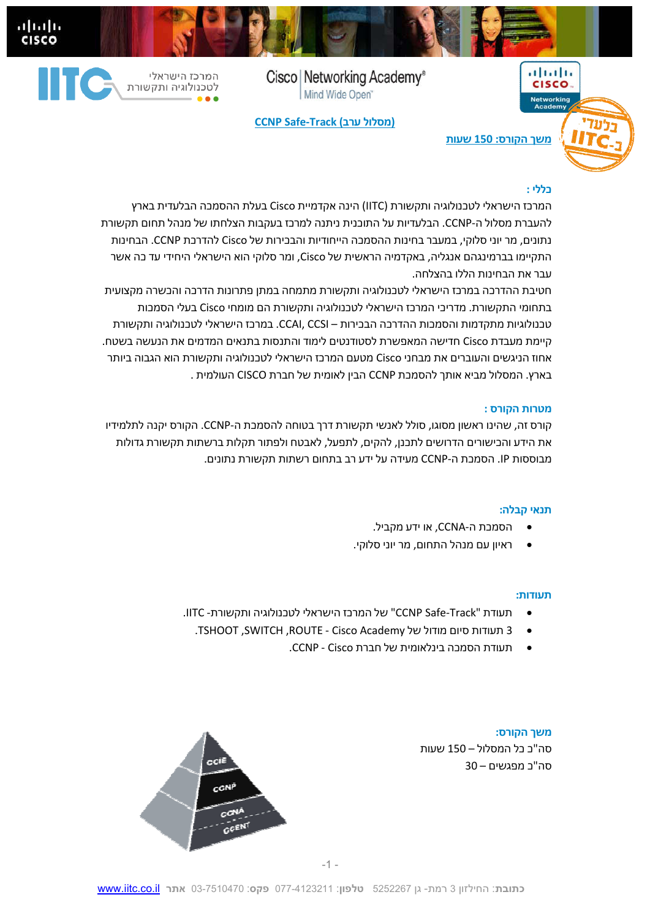המרכז הישראלי לטכנולוגיה ותקשורת

Cisco | Networking Academy®
Mind Wide Open™

## CCNP Safe-Track (מסלול ערב)

**משך הקורס: 150 שעות**

### כללי :

המרכז הישראלי לטכנולוגיה ותקשורת (IITC) הינה אקדמיית Cisco בעלת ההסמכה הבלעדית בארץ להעברת מסלול ה-CCNP. הבלעדיות על התוכנית ניתנה למרכז בעקבות הצלחתו של מנהל תחום תקשורת נתונים, מר יוני סלוקי, במעבר בחינות ההסמכה הייחודיות והבכירות של Cisco להדרכת CCNP. הבחינות התקיימו בברמינגהם אנגליה, באקדמיה הראשית של Cisco, ומר סלוקי הוא הישראלי היחיד עד כה אשר עבר את הבחינות הללו בהצלחה.

חטיבת ההדרכה במרכז הישראלי לטכנולוגיה ותקשורת מתמחה במתן פתרונות הדרכה והכשרה מקצועית בתחומי התקשורת. מדריכי המרכז הישראלי לטכנולוגיה ותקשורת הם מומחי Cisco בעלי הסמכות טכנולוגיות מתקדמות והסמכות ההדרכה הבכירות – CCAI, CCSI. במרכז הישראלי לטכנולוגיה ותקשורת קיימת מעבדת Cisco חדישה המאפשרת לסטודנטים לימוד והתנסות בתנאים המדמים את הנעשה בשטח. אחוז הניגשים והעוברים את מבחני Cisco מטעם המרכז הישראלי לטכנולוגיה ותקשורת הוא הגבוה ביותר בארץ. המסלול מביא אותך להסמכת CCNP הבין לאומית של חברת CISCO העולמית .

### מטרות הקורס :

קורס זה, שהינו ראשון מסוגו, סולל לאנשי תקשורת דרך בטוחה להסמכת ה-CCNP. הקורס יקנה לתלמידיו את הידע והכישורים הדרושים לתכנן, להקים, לתפעל, לאבטח ולפתור תקלות ברשתות תקשורת גדולות מבוססות IP. הסמכת ה-CCNP מעידה על ידע רב בתחום רשתות תקשורת נתונים.

### תנאי קבלה:

- הסמכת ה-CCNA, או ידע מקביל.
- ראיון עם מנהל התחום, מר יוני סלוקי.

### תעודות:

- תעודת "CCNP Safe-Track" של המרכז הישראלי לטכנולוגיה ותקשורת- IITC.
- 3 תעודות סיום מודול של Cisco Academy - ROUTE, SWITCH, TSHOOT.
- תעודת הסמכה בינלאומית של חברת Cisco - CCNP.

### משך הקורס:

סה"כ כל המסלול – 150 שעות

סה"כ מפגשים – 30

**כתובת**: החילזון 3 רמת- גן 5252267 **טלפון**: 077-4123211 **פקס**: 03-7510470 **אתר** www.iitc.co.il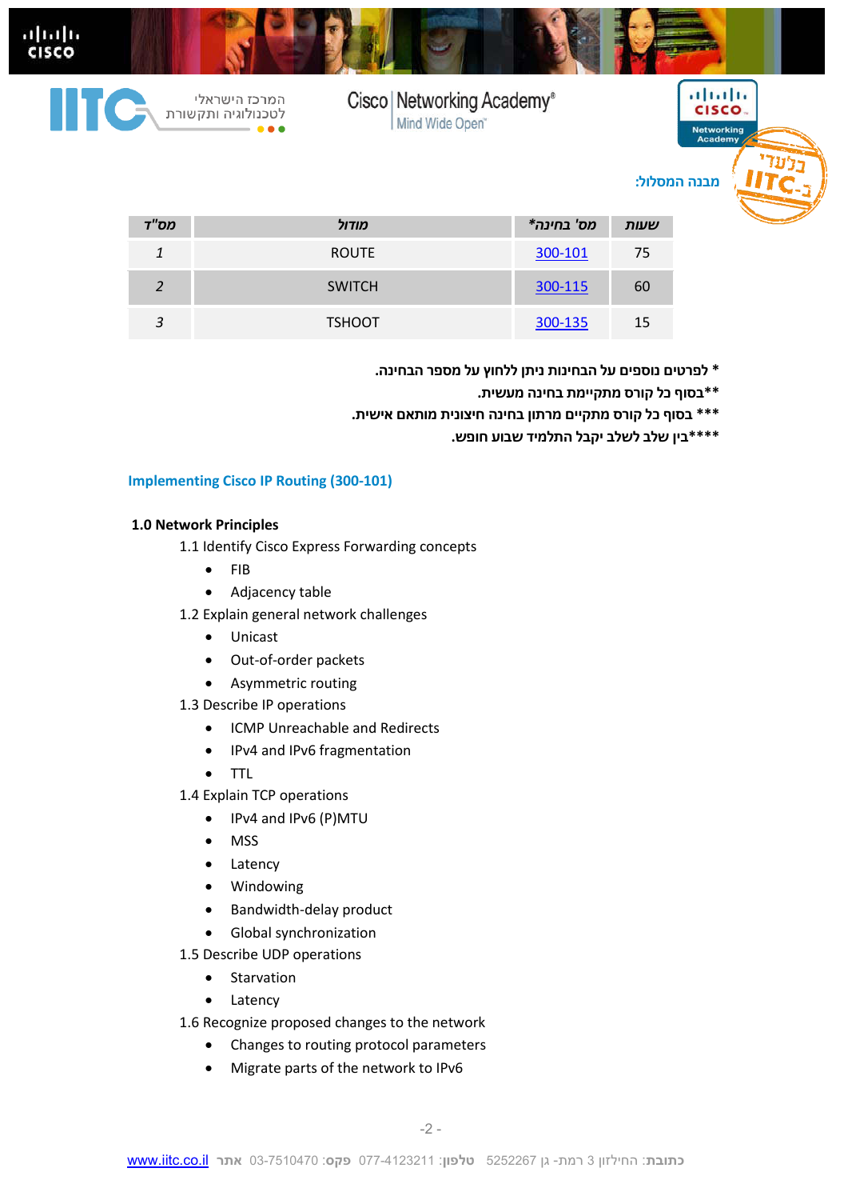מבנה המסלול:

| מס"ד | מודול | מס' בחינה* | שעות |
|---|---|---|---|
| 1 | ROUTE | 300-101 | 75 |
| 2 | SWITCH | 300-115 | 60 |
| 3 | TSHOOT | 300-135 | 15 |

* לפרטים נוספים על הבחינות ניתן ללחוץ על מספר הבחינה.

**בסוף כל קורס מתקיימת בחינה מעשית.

*** בסוף כל קורס מתקיים מרתון בחינה חיצונית מותאם אישית.

****בין שלב לשלב יקבל התלמיד שבוע חופש.

## Implementing Cisco IP Routing (300-101)

### 1.0 Network Principles

1.1 Identify Cisco Express Forwarding concepts

- FIB
- Adjacency table

1.2 Explain general network challenges

- Unicast
- Out-of-order packets
- Asymmetric routing

1.3 Describe IP operations

- ICMP Unreachable and Redirects
- IPv4 and IPv6 fragmentation
- TTL

1.4 Explain TCP operations

- IPv4 and IPv6 (P)MTU
- MSS
- Latency
- Windowing
- Bandwidth-delay product
- Global synchronization

1.5 Describe UDP operations

- Starvation
- Latency

1.6 Recognize proposed changes to the network

- Changes to routing protocol parameters
- Migrate parts of the network to IPv6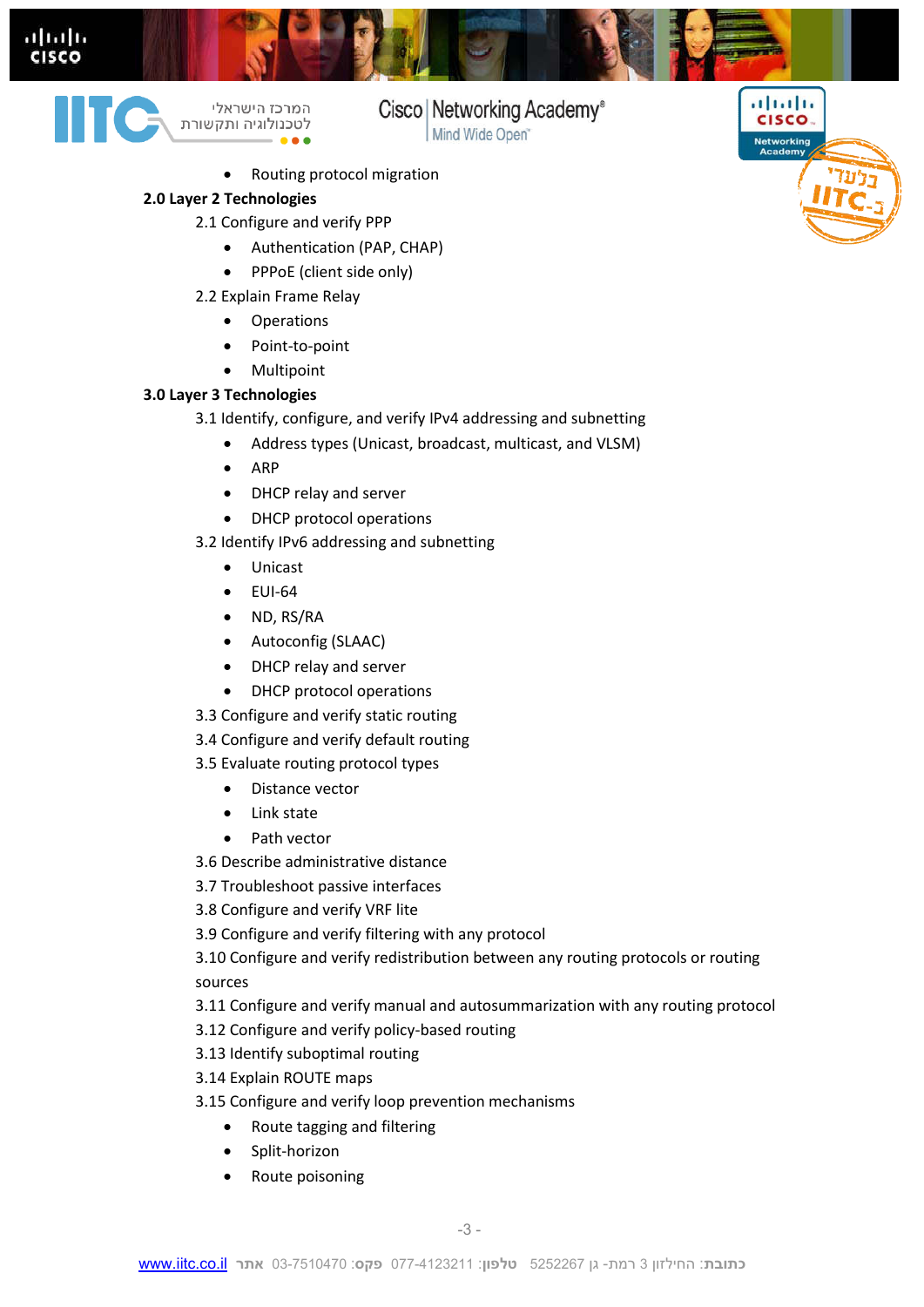- Routing protocol migration

**2.0 Layer 2 Technologies**

2.1 Configure and verify PPP

- Authentication (PAP, CHAP)
- PPPoE (client side only)

2.2 Explain Frame Relay

- Operations
- Point-to-point
- Multipoint

**3.0 Layer 3 Technologies**

3.1 Identify, configure, and verify IPv4 addressing and subnetting

- Address types (Unicast, broadcast, multicast, and VLSM)
- ARP
- DHCP relay and server
- DHCP protocol operations

3.2 Identify IPv6 addressing and subnetting

- Unicast
- EUI-64
- ND, RS/RA
- Autoconfig (SLAAC)
- DHCP relay and server
- DHCP protocol operations

3.3 Configure and verify static routing

3.4 Configure and verify default routing

3.5 Evaluate routing protocol types

- Distance vector
- Link state
- Path vector

3.6 Describe administrative distance

3.7 Troubleshoot passive interfaces

3.8 Configure and verify VRF lite

3.9 Configure and verify filtering with any protocol

3.10 Configure and verify redistribution between any routing protocols or routing sources

3.11 Configure and verify manual and autosummarization with any routing protocol

3.12 Configure and verify policy-based routing

3.13 Identify suboptimal routing

3.14 Explain ROUTE maps

3.15 Configure and verify loop prevention mechanisms

- Route tagging and filtering
- Split-horizon
- Route poisoning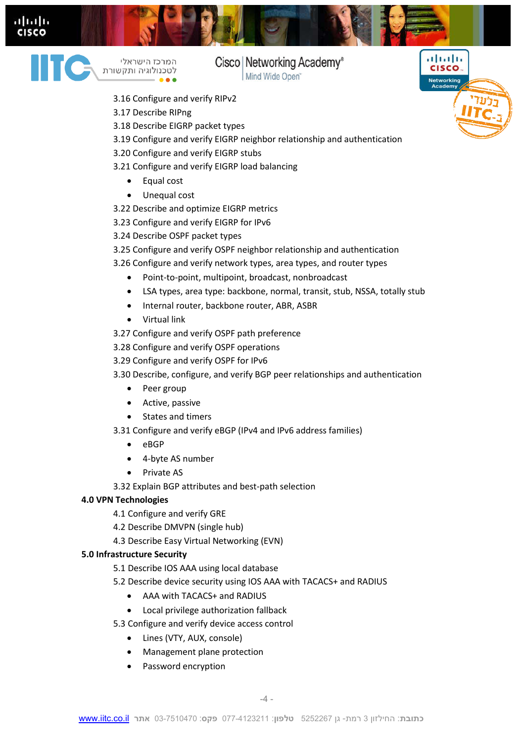3.16 Configure and verify RIPv2

3.17 Describe RIPng

3.18 Describe EIGRP packet types

3.19 Configure and verify EIGRP neighbor relationship and authentication

3.20 Configure and verify EIGRP stubs

3.21 Configure and verify EIGRP load balancing

- Equal cost
- Unequal cost

3.22 Describe and optimize EIGRP metrics

3.23 Configure and verify EIGRP for IPv6

3.24 Describe OSPF packet types

3.25 Configure and verify OSPF neighbor relationship and authentication

3.26 Configure and verify network types, area types, and router types

- Point-to-point, multipoint, broadcast, nonbroadcast
- LSA types, area type: backbone, normal, transit, stub, NSSA, totally stub
- Internal router, backbone router, ABR, ASBR
- Virtual link

3.27 Configure and verify OSPF path preference

3.28 Configure and verify OSPF operations

3.29 Configure and verify OSPF for IPv6

3.30 Describe, configure, and verify BGP peer relationships and authentication

- Peer group
- Active, passive
- States and timers

3.31 Configure and verify eBGP (IPv4 and IPv6 address families)

- eBGP
- 4-byte AS number
- Private AS

3.32 Explain BGP attributes and best-path selection

**4.0 VPN Technologies**

4.1 Configure and verify GRE

4.2 Describe DMVPN (single hub)

4.3 Describe Easy Virtual Networking (EVN)

**5.0 Infrastructure Security**

5.1 Describe IOS AAA using local database

5.2 Describe device security using IOS AAA with TACACS+ and RADIUS

- AAA with TACACS+ and RADIUS
- Local privilege authorization fallback

5.3 Configure and verify device access control

- Lines (VTY, AUX, console)
- Management plane protection
- Password encryption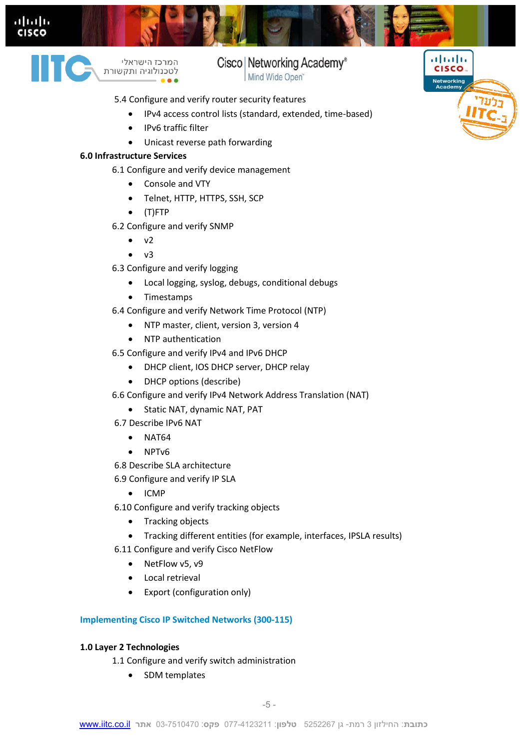5.4 Configure and verify router security features

- IPv4 access control lists (standard, extended, time-based)
- IPv6 traffic filter
- Unicast reverse path forwarding

**6.0 Infrastructure Services**

6.1 Configure and verify device management

- Console and VTY
- Telnet, HTTP, HTTPS, SSH, SCP
- (T)FTP

6.2 Configure and verify SNMP

- v2
- v3

6.3 Configure and verify logging

- Local logging, syslog, debugs, conditional debugs
- Timestamps

6.4 Configure and verify Network Time Protocol (NTP)

- NTP master, client, version 3, version 4
- NTP authentication

6.5 Configure and verify IPv4 and IPv6 DHCP

- DHCP client, IOS DHCP server, DHCP relay
- DHCP options (describe)

6.6 Configure and verify IPv4 Network Address Translation (NAT)

- Static NAT, dynamic NAT, PAT

6.7 Describe IPv6 NAT

- NAT64
- NPTv6

6.8 Describe SLA architecture

6.9 Configure and verify IP SLA

- ICMP

6.10 Configure and verify tracking objects

- Tracking objects
- Tracking different entities (for example, interfaces, IPSLA results)

6.11 Configure and verify Cisco NetFlow

- NetFlow v5, v9
- Local retrieval
- Export (configuration only)

## Implementing Cisco IP Switched Networks (300-115)

**1.0 Layer 2 Technologies**

1.1 Configure and verify switch administration

- SDM templates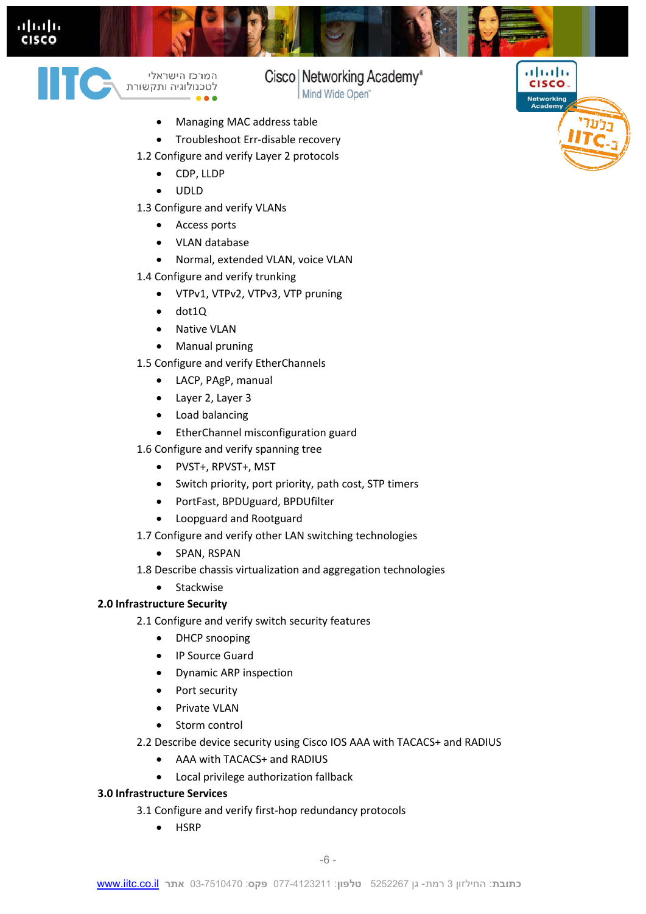- Managing MAC address table
- Troubleshoot Err-disable recovery

1.2 Configure and verify Layer 2 protocols

- CDP, LLDP
- UDLD

1.3 Configure and verify VLANs

- Access ports
- VLAN database
- Normal, extended VLAN, voice VLAN

1.4 Configure and verify trunking

- VTPv1, VTPv2, VTPv3, VTP pruning
- dot1Q
- Native VLAN
- Manual pruning

1.5 Configure and verify EtherChannels

- LACP, PAgP, manual
- Layer 2, Layer 3
- Load balancing
- EtherChannel misconfiguration guard

1.6 Configure and verify spanning tree

- PVST+, RPVST+, MST
- Switch priority, port priority, path cost, STP timers
- PortFast, BPDUguard, BPDUfilter
- Loopguard and Rootguard

1.7 Configure and verify other LAN switching technologies

- SPAN, RSPAN

1.8 Describe chassis virtualization and aggregation technologies

- Stackwise

**2.0 Infrastructure Security**

2.1 Configure and verify switch security features

- DHCP snooping
- IP Source Guard
- Dynamic ARP inspection
- Port security
- Private VLAN
- Storm control

2.2 Describe device security using Cisco IOS AAA with TACACS+ and RADIUS

- AAA with TACACS+ and RADIUS
- Local privilege authorization fallback

**3.0 Infrastructure Services**

3.1 Configure and verify first-hop redundancy protocols

- HSRP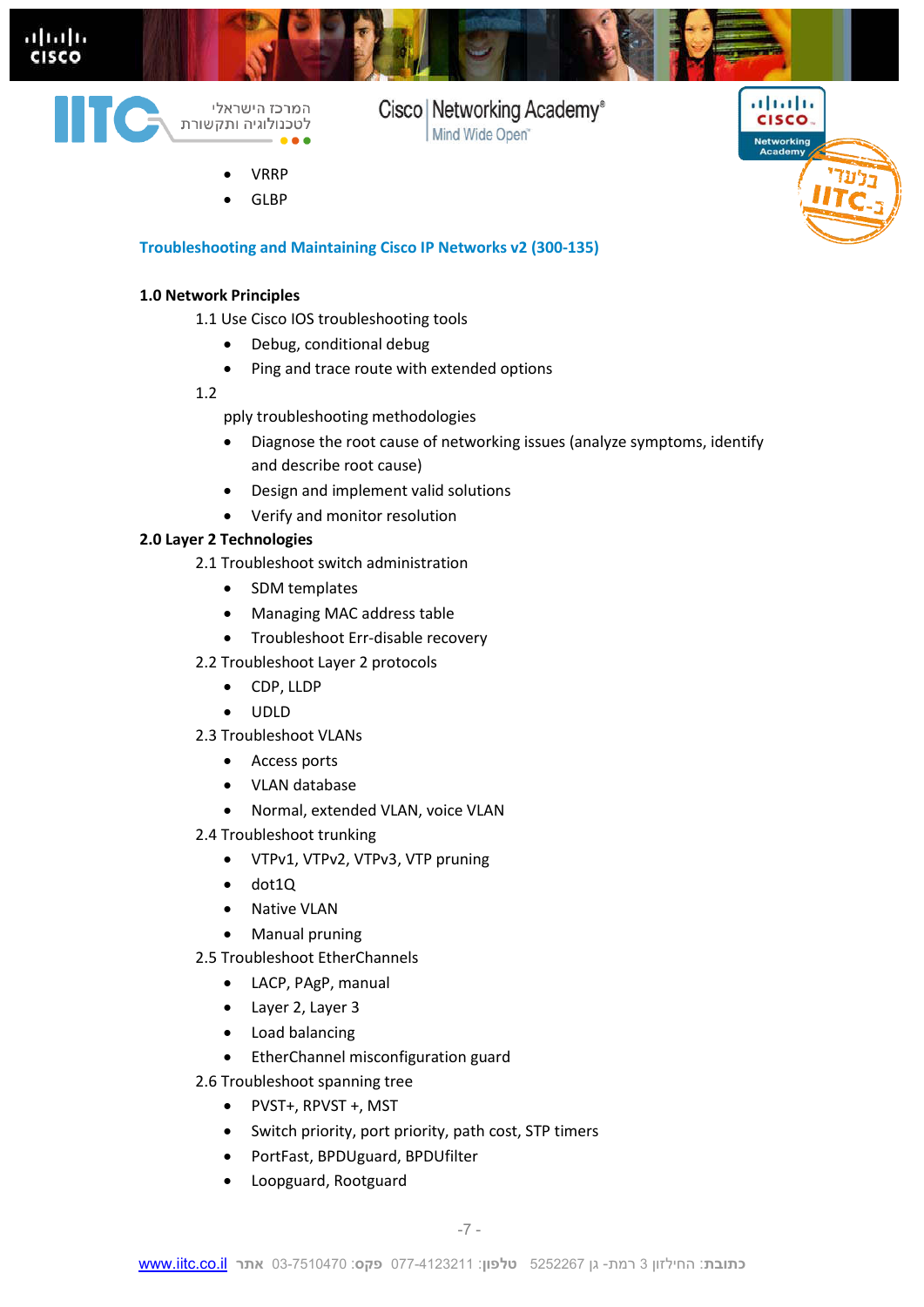- VRRP
- GLBP

## Troubleshooting and Maintaining Cisco IP Networks v2 (300-135)

**1.0 Network Principles**

1.1 Use Cisco IOS troubleshooting tools

- Debug, conditional debug
- Ping and trace route with extended options

1.2

pply troubleshooting methodologies

- Diagnose the root cause of networking issues (analyze symptoms, identify and describe root cause)
- Design and implement valid solutions
- Verify and monitor resolution

**2.0 Layer 2 Technologies**

2.1 Troubleshoot switch administration

- SDM templates
- Managing MAC address table
- Troubleshoot Err-disable recovery

2.2 Troubleshoot Layer 2 protocols

- CDP, LLDP
- UDLD

2.3 Troubleshoot VLANs

- Access ports
- VLAN database
- Normal, extended VLAN, voice VLAN

2.4 Troubleshoot trunking

- VTPv1, VTPv2, VTPv3, VTP pruning
- dot1Q
- Native VLAN
- Manual pruning

2.5 Troubleshoot EtherChannels

- LACP, PAgP, manual
- Layer 2, Layer 3
- Load balancing
- EtherChannel misconfiguration guard

2.6 Troubleshoot spanning tree

- PVST+, RPVST +, MST
- Switch priority, port priority, path cost, STP timers
- PortFast, BPDUguard, BPDUfilter
- Loopguard, Rootguard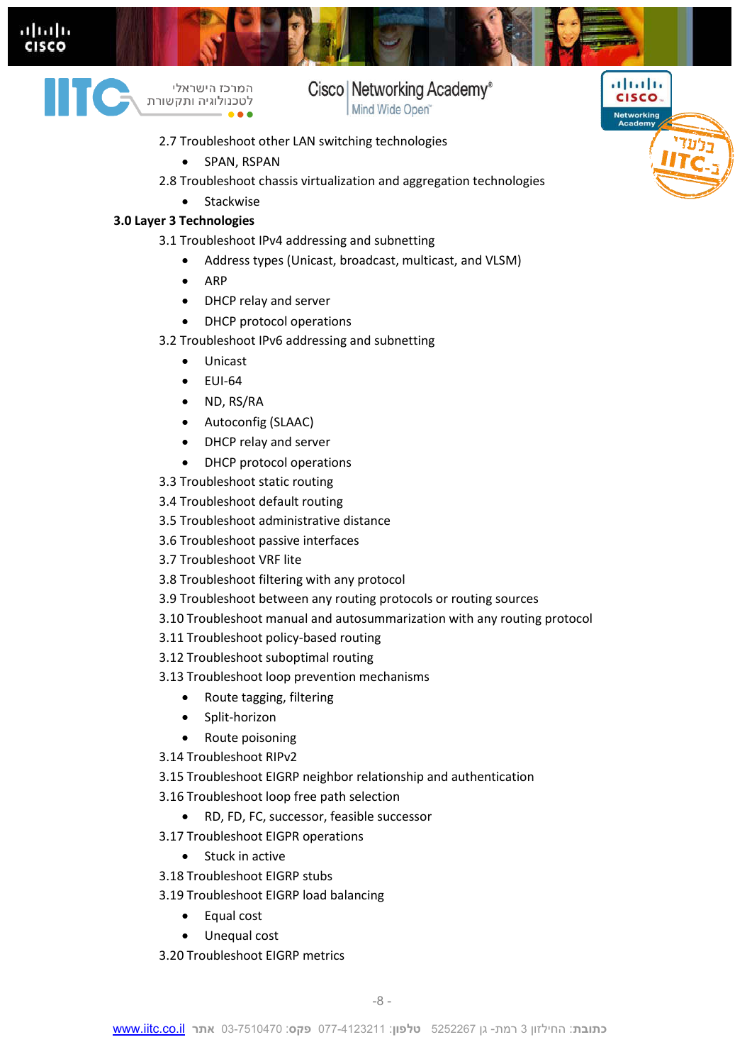2.7 Troubleshoot other LAN switching technologies

- SPAN, RSPAN

2.8 Troubleshoot chassis virtualization and aggregation technologies

- Stackwise

**3.0 Layer 3 Technologies**

3.1 Troubleshoot IPv4 addressing and subnetting

- Address types (Unicast, broadcast, multicast, and VLSM)
- ARP
- DHCP relay and server
- DHCP protocol operations

3.2 Troubleshoot IPv6 addressing and subnetting

- Unicast
- EUI-64
- ND, RS/RA
- Autoconfig (SLAAC)
- DHCP relay and server
- DHCP protocol operations

3.3 Troubleshoot static routing

3.4 Troubleshoot default routing

3.5 Troubleshoot administrative distance

3.6 Troubleshoot passive interfaces

3.7 Troubleshoot VRF lite

3.8 Troubleshoot filtering with any protocol

3.9 Troubleshoot between any routing protocols or routing sources

3.10 Troubleshoot manual and autosummarization with any routing protocol

3.11 Troubleshoot policy-based routing

3.12 Troubleshoot suboptimal routing

3.13 Troubleshoot loop prevention mechanisms

- Route tagging, filtering
- Split-horizon
- Route poisoning

3.14 Troubleshoot RIPv2

3.15 Troubleshoot EIGRP neighbor relationship and authentication

3.16 Troubleshoot loop free path selection

- RD, FD, FC, successor, feasible successor

3.17 Troubleshoot EIGPR operations

- Stuck in active

3.18 Troubleshoot EIGRP stubs

3.19 Troubleshoot EIGRP load balancing

- Equal cost
- Unequal cost

3.20 Troubleshoot EIGRP metrics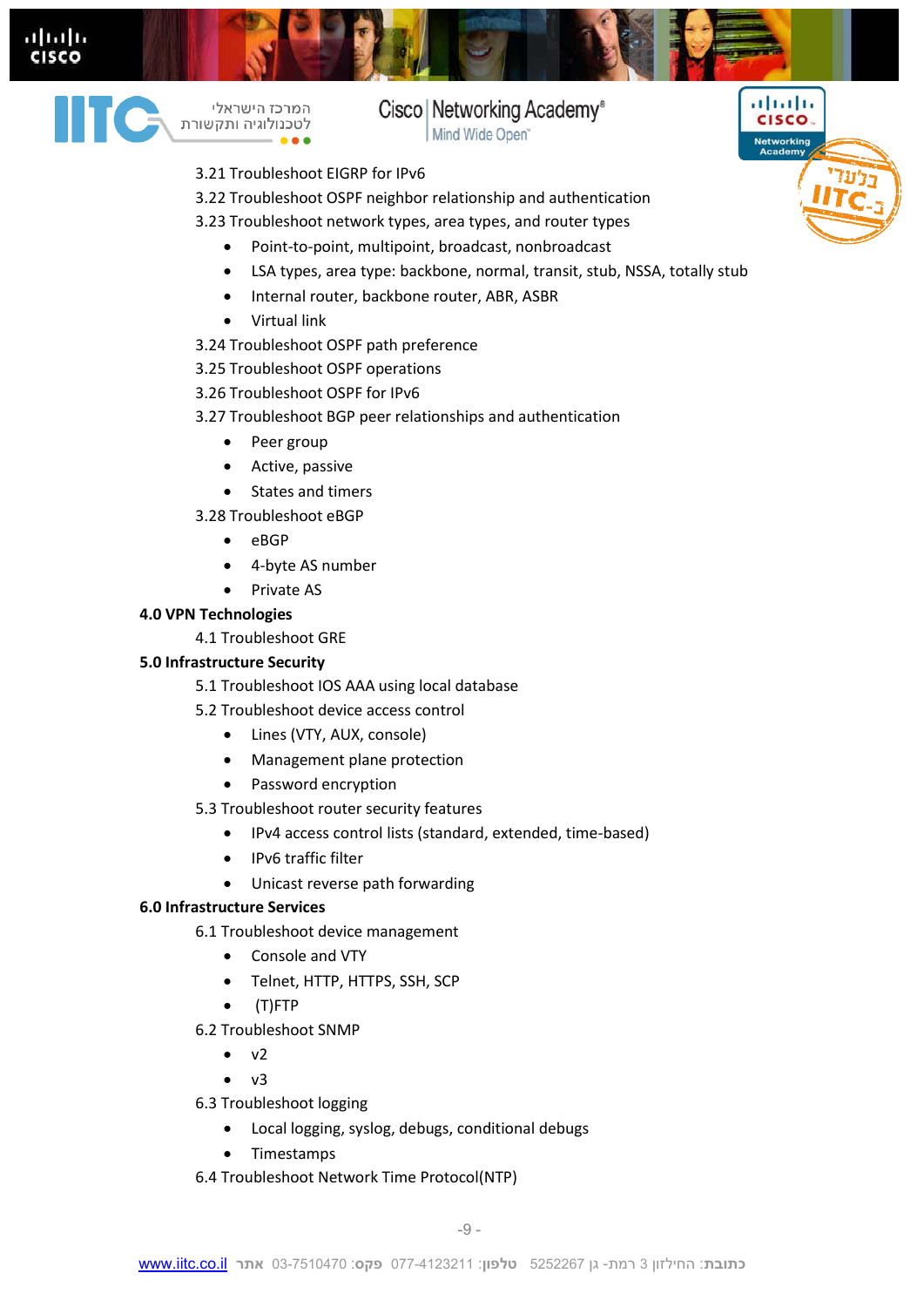3.21 Troubleshoot EIGRP for IPv6

3.22 Troubleshoot OSPF neighbor relationship and authentication

3.23 Troubleshoot network types, area types, and router types

- Point-to-point, multipoint, broadcast, nonbroadcast
- LSA types, area type: backbone, normal, transit, stub, NSSA, totally stub
- Internal router, backbone router, ABR, ASBR
- Virtual link

3.24 Troubleshoot OSPF path preference

3.25 Troubleshoot OSPF operations

3.26 Troubleshoot OSPF for IPv6

3.27 Troubleshoot BGP peer relationships and authentication

- Peer group
- Active, passive
- States and timers

3.28 Troubleshoot eBGP

- eBGP
- 4-byte AS number
- Private AS

**4.0 VPN Technologies**

4.1 Troubleshoot GRE

**5.0 Infrastructure Security**

5.1 Troubleshoot IOS AAA using local database

5.2 Troubleshoot device access control

- Lines (VTY, AUX, console)
- Management plane protection
- Password encryption

5.3 Troubleshoot router security features

- IPv4 access control lists (standard, extended, time-based)
- IPv6 traffic filter
- Unicast reverse path forwarding

**6.0 Infrastructure Services**

6.1 Troubleshoot device management

- Console and VTY
- Telnet, HTTP, HTTPS, SSH, SCP
- (T)FTP

6.2 Troubleshoot SNMP

- v2
- v3

6.3 Troubleshoot logging

- Local logging, syslog, debugs, conditional debugs
- Timestamps

6.4 Troubleshoot Network Time Protocol(NTP)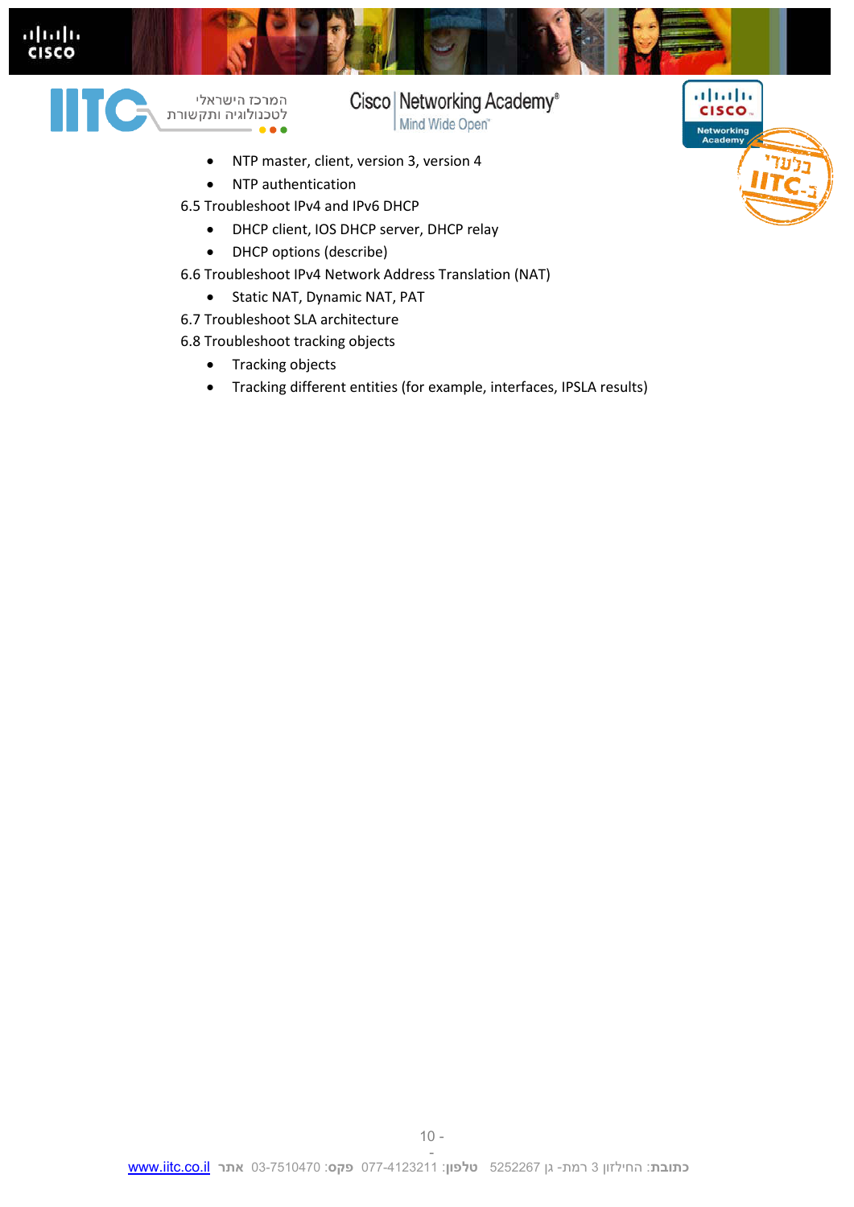- NTP master, client, version 3, version 4
- NTP authentication

6.5 Troubleshoot IPv4 and IPv6 DHCP

- DHCP client, IOS DHCP server, DHCP relay
- DHCP options (describe)

6.6 Troubleshoot IPv4 Network Address Translation (NAT)

- Static NAT, Dynamic NAT, PAT

6.7 Troubleshoot SLA architecture

6.8 Troubleshoot tracking objects

- Tracking objects
- Tracking different entities (for example, interfaces, IPSLA results)